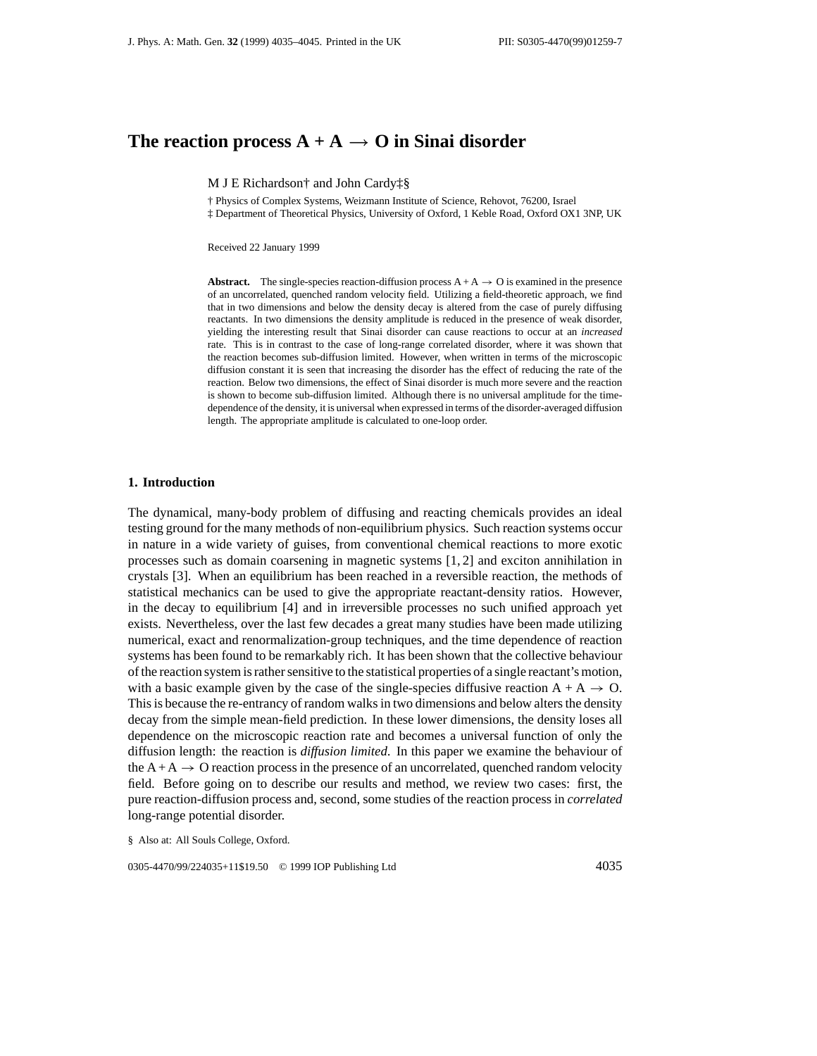# The reaction process A + A $\rightarrow$ O in Sinai disorder

M J E Richardson[†] and John Cardy[‡§]

[†] Physics of Complex Systems, Weizmann Institute of Science, Rehovot, 76200, Israel
[‡] Department of Theoretical Physics, University of Oxford, 1 Keble Road, Oxford OX1 3NP, UK

Received 22 January 1999

**Abstract.** The single-species reaction-diffusion process A + A $\rightarrow$ O is examined in the presence of an uncorrelated, quenched random velocity field. Utilizing a field-theoretic approach, we find that in two dimensions and below the density decay is altered from the case of purely diffusing reactants. In two dimensions the density amplitude is reduced in the presence of weak disorder, yielding the interesting result that Sinai disorder can cause reactions to occur at an *increased* rate. This is in contrast to the case of long-range correlated disorder, where it was shown that the reaction becomes sub-diffusion limited. However, when written in terms of the microscopic diffusion constant it is seen that increasing the disorder has the effect of reducing the rate of the reaction. Below two dimensions, the effect of Sinai disorder is much more severe and the reaction is shown to become sub-diffusion limited. Although there is no universal amplitude for the time-dependence of the density, it is universal when expressed in terms of the disorder-averaged diffusion length. The appropriate amplitude is calculated to one-loop order.

## 1. Introduction

The dynamical, many-body problem of diffusing and reacting chemicals provides an ideal testing ground for the many methods of non-equilibrium physics. Such reaction systems occur in nature in a wide variety of guises, from conventional chemical reactions to more exotic processes such as domain coarsening in magnetic systems [1, 2] and exciton annihilation in crystals [3]. When an equilibrium has been reached in a reversible reaction, the methods of statistical mechanics can be used to give the appropriate reactant-density ratios. However, in the decay to equilibrium [4] and in irreversible processes no such unified approach yet exists. Nevertheless, over the last few decades a great many studies have been made utilizing numerical, exact and renormalization-group techniques, and the time dependence of reaction systems has been found to be remarkably rich. It has been shown that the collective behaviour of the reaction system is rather sensitive to the statistical properties of a single reactant's motion, with a basic example given by the case of the single-species diffusive reaction A + A $\rightarrow$ O. This is because the re-entrancy of random walks in two dimensions and below alters the density decay from the simple mean-field prediction. In these lower dimensions, the density loses all dependence on the microscopic reaction rate and becomes a universal function of only the diffusion length: the reaction is *diffusion limited*. In this paper we examine the behaviour of the A + A $\rightarrow$ O reaction process in the presence of an uncorrelated, quenched random velocity field. Before going on to describe our results and method, we review two cases: first, the pure reaction-diffusion process and, second, some studies of the reaction process in *correlated* long-range potential disorder.

§ Also at: All Souls College, Oxford.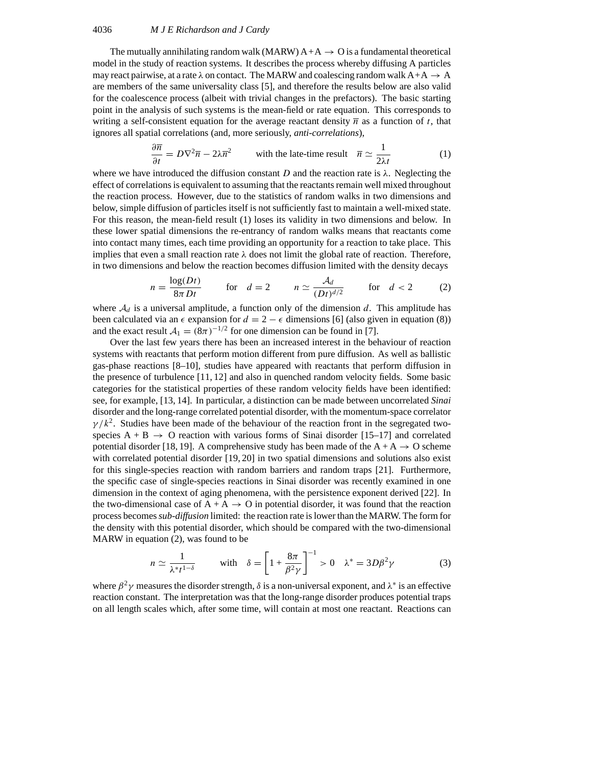The mutually annihilating random walk (MARW) A + A $\to$ O is a fundamental theoretical model in the study of reaction systems. It describes the process whereby diffusing A particles may react pairwise, at a rate $\lambda$ on contact. The MARW and coalescing random walk A + A $\to$ A are members of the same universality class [5], and therefore the results below are also valid for the coalescence process (albeit with trivial changes in the prefactors). The basic starting point in the analysis of such systems is the mean-field or rate equation. This corresponds to writing a self-consistent equation for the average reactant density $\overline{n}$ as a function of $t$, that ignores all spatial correlations (and, more seriously, *anti-correlations*),

$$\frac{\partial \overline{n}}{\partial t} = D\nabla^2 \overline{n} - 2\lambda \overline{n}^2 \qquad \text{with the late-time result} \quad \overline{n} \simeq \frac{1}{2\lambda t} \tag{1}$$

where we have introduced the diffusion constant $D$ and the reaction rate is $\lambda$. Neglecting the effect of correlations is equivalent to assuming that the reactants remain well mixed throughout the reaction process. However, due to the statistics of random walks in two dimensions and below, simple diffusion of particles itself is not sufficiently fast to maintain a well-mixed state. For this reason, the mean-field result (1) loses its validity in two dimensions and below. In these lower spatial dimensions the re-entrancy of random walks means that reactants come into contact many times, each time providing an opportunity for a reaction to take place. This implies that even a small reaction rate $\lambda$ does not limit the global rate of reaction. Therefore, in two dimensions and below the reaction becomes diffusion limited with the density decays

$$n = \frac{\log(Dt)}{8\pi Dt} \qquad \text{for} \quad d = 2 \qquad n \simeq \frac{\mathcal{A}_d}{(Dt)^{d/2}} \qquad \text{for} \quad d < 2 \tag{2}$$

where $\mathcal{A}_d$ is a universal amplitude, a function only of the dimension $d$. This amplitude has been calculated via an $\epsilon$ expansion for $d = 2 - \epsilon$ dimensions [6] (also given in equation (8)) and the exact result $\mathcal{A}_1 = (8\pi)^{-1/2}$ for one dimension can be found in [7].

Over the last few years there has been an increased interest in the behaviour of reaction systems with reactants that perform motion different from pure diffusion. As well as ballistic gas-phase reactions [8–10], studies have appeared with reactants that perform diffusion in the presence of turbulence [11, 12] and also in quenched random velocity fields. Some basic categories for the statistical properties of these random velocity fields have been identified: see, for example, [13, 14]. In particular, a distinction can be made between uncorrelated *Sinai* disorder and the long-range correlated potential disorder, with the momentum-space correlator $\gamma/k^2$. Studies have been made of the behaviour of the reaction front in the segregated two-species A + B $\to$ O reaction with various forms of Sinai disorder [15–17] and correlated potential disorder [18, 19]. A comprehensive study has been made of the A + A $\to$ O scheme with correlated potential disorder [19, 20] in two spatial dimensions and solutions also exist for this single-species reaction with random barriers and random traps [21]. Furthermore, the specific case of single-species reactions in Sinai disorder was recently examined in one dimension in the context of aging phenomena, with the persistence exponent derived [22]. In the two-dimensional case of A + A $\to$ O in potential disorder, it was found that the reaction process becomes *sub-diffusion* limited: the reaction rate is lower than the MARW. The form for the density with this potential disorder, which should be compared with the two-dimensional MARW in equation (2), was found to be

$$n \simeq \frac{1}{\lambda^* t^{1-\delta}} \qquad \text{with} \quad \delta = \left[1 + \frac{8\pi}{\beta^2\gamma}\right]^{-1} > 0 \quad \lambda^* = 3D\beta^2\gamma \tag{3}$$

where $\beta^2\gamma$ measures the disorder strength, $\delta$ is a non-universal exponent, and $\lambda^*$ is an effective reaction constant. The interpretation was that the long-range disorder produces potential traps on all length scales which, after some time, will contain at most one reactant. Reactions can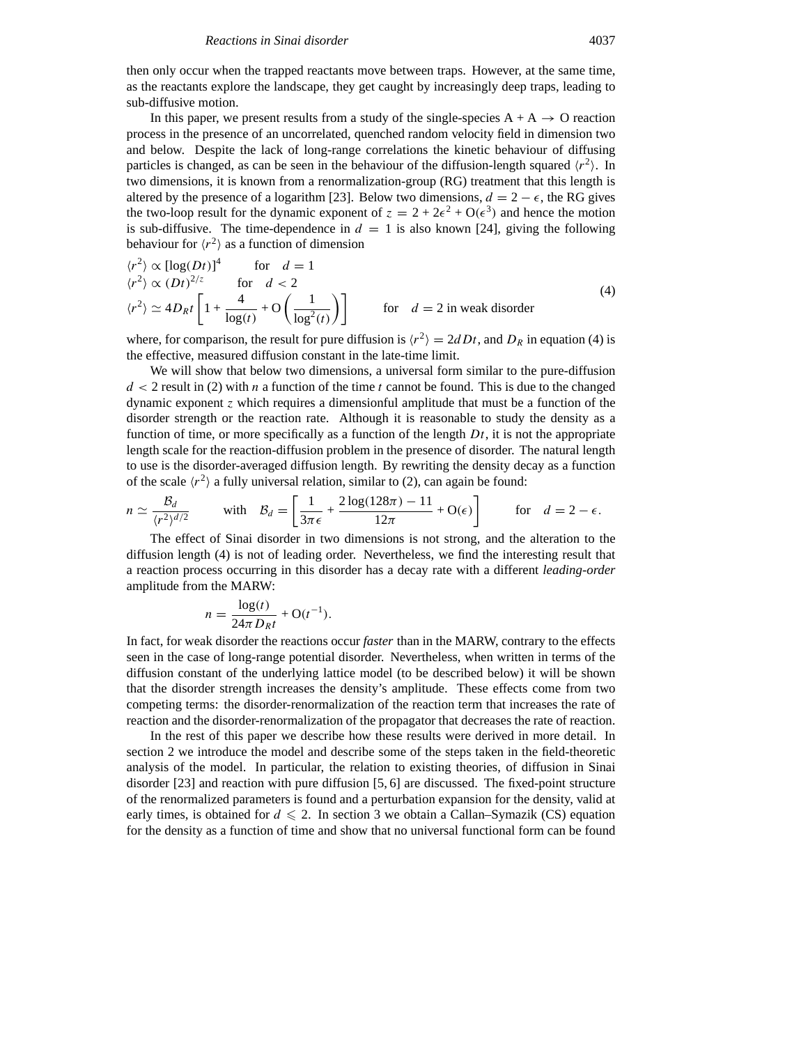then only occur when the trapped reactants move between traps. However, at the same time, as the reactants explore the landscape, they get caught by increasingly deep traps, leading to sub-diffusive motion.

In this paper, we present results from a study of the single-species A + A → O reaction process in the presence of an uncorrelated, quenched random velocity field in dimension two and below. Despite the lack of long-range correlations the kinetic behaviour of diffusing particles is changed, as can be seen in the behaviour of the diffusion-length squared $\langle r^2 \rangle$. In two dimensions, it is known from a renormalization-group (RG) treatment that this length is altered by the presence of a logarithm [23]. Below two dimensions, $d = 2 - \epsilon$, the RG gives the two-loop result for the dynamic exponent of $z = 2 + 2\epsilon^2 + O(\epsilon^3)$ and hence the motion is sub-diffusive. The time-dependence in $d = 1$ is also known [24], giving the following behaviour for $\langle r^2 \rangle$ as a function of dimension

$$
\begin{aligned}
&\langle r^2 \rangle \propto [\log(Dt)]^4 \qquad \text{for} \quad d = 1 \\
&\langle r^2 \rangle \propto (Dt)^{2/z} \qquad \text{for} \quad d < 2 \\
&\langle r^2 \rangle \simeq 4D_R t \left[ 1 + \frac{4}{\log(t)} + O\left(\frac{1}{\log^2(t)}\right) \right] \qquad \text{for} \quad d = 2 \text{ in weak disorder}
\end{aligned}
\tag{4}
$$

where, for comparison, the result for pure diffusion is $\langle r^2 \rangle = 2dDt$, and $D_R$ in equation (4) is the effective, measured diffusion constant in the late-time limit.

We will show that below two dimensions, a universal form similar to the pure-diffusion $d < 2$ result in (2) with $n$ a function of the time $t$ cannot be found. This is due to the changed dynamic exponent $z$ which requires a dimensionful amplitude that must be a function of the disorder strength or the reaction rate. Although it is reasonable to study the density as a function of time, or more specifically as a function of the length $Dt$, it is not the appropriate length scale for the reaction-diffusion problem in the presence of disorder. The natural length to use is the disorder-averaged diffusion length. By rewriting the density decay as a function of the scale $\langle r^2 \rangle$ a fully universal relation, similar to (2), can again be found:

$$
n \simeq \frac{\mathcal{B}_d}{\langle r^2 \rangle^{d/2}} \qquad \text{with} \quad \mathcal{B}_d = \left[ \frac{1}{3\pi\epsilon} + \frac{2\log(128\pi) - 11}{12\pi} + O(\epsilon) \right] \qquad \text{for} \quad d = 2 - \epsilon.
$$

The effect of Sinai disorder in two dimensions is not strong, and the alteration to the diffusion length (4) is not of leading order. Nevertheless, we find the interesting result that a reaction process occurring in this disorder has a decay rate with a different *leading-order* amplitude from the MARW:

$$
n = \frac{\log(t)}{24\pi D_R t} + O(t^{-1}).
$$

In fact, for weak disorder the reactions occur *faster* than in the MARW, contrary to the effects seen in the case of long-range potential disorder. Nevertheless, when written in terms of the diffusion constant of the underlying lattice model (to be described below) it will be shown that the disorder strength increases the density's amplitude. These effects come from two competing terms: the disorder-renormalization of the reaction term that increases the rate of reaction and the disorder-renormalization of the propagator that decreases the rate of reaction.

In the rest of this paper we describe how these results were derived in more detail. In section 2 we introduce the model and describe some of the steps taken in the field-theoretic analysis of the model. In particular, the relation to existing theories, of diffusion in Sinai disorder [23] and reaction with pure diffusion [5, 6] are discussed. The fixed-point structure of the renormalized parameters is found and a perturbation expansion for the density, valid at early times, is obtained for $d \leqslant 2$. In section 3 we obtain a Callan–Symazik (CS) equation for the density as a function of time and show that no universal functional form can be found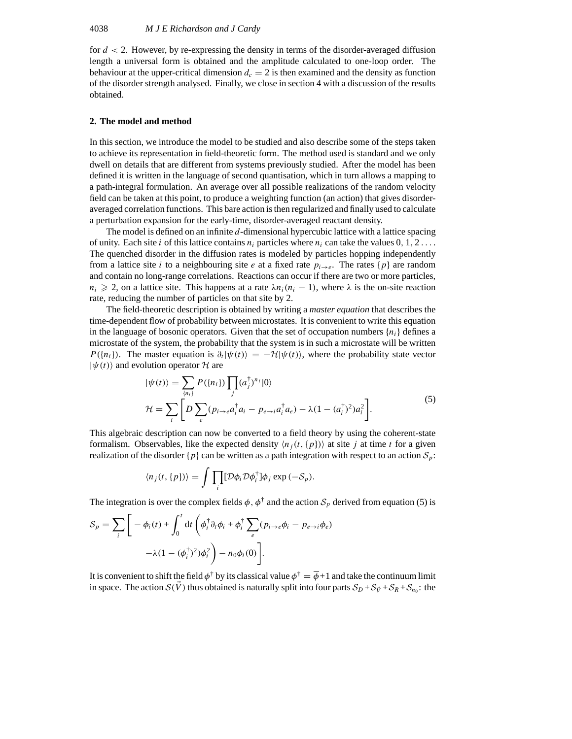for $d < 2$. However, by re-expressing the density in terms of the disorder-averaged diffusion length a universal form is obtained and the amplitude calculated to one-loop order. The behaviour at the upper-critical dimension $d_c = 2$ is then examined and the density as function of the disorder strength analysed. Finally, we close in section 4 with a discussion of the results obtained.

## 2. The model and method

In this section, we introduce the model to be studied and also describe some of the steps taken to achieve its representation in field-theoretic form. The method used is standard and we only dwell on details that are different from systems previously studied. After the model has been defined it is written in the language of second quantisation, which in turn allows a mapping to a path-integral formulation. An average over all possible realizations of the random velocity field can be taken at this point, to produce a weighting function (an action) that gives disorder-averaged correlation functions. This bare action is then regularized and finally used to calculate a perturbation expansion for the early-time, disorder-averaged reactant density.

The model is defined on an infinite $d$-dimensional hypercubic lattice with a lattice spacing of unity. Each site $i$ of this lattice contains $n_i$ particles where $n_i$ can take the values $0, 1, 2 \ldots$. The quenched disorder in the diffusion rates is modeled by particles hopping independently from a lattice site $i$ to a neighbouring site $e$ at a fixed rate $p_{i\to e}$. The rates $\{p\}$ are random and contain no long-range correlations. Reactions can occur if there are two or more particles, $n_i \geqslant 2$, on a lattice site. This happens at a rate $\lambda n_i(n_i - 1)$, where $\lambda$ is the on-site reaction rate, reducing the number of particles on that site by 2.

The field-theoretic description is obtained by writing a *master equation* that describes the time-dependent flow of probability between microstates. It is convenient to write this equation in the language of bosonic operators. Given that the set of occupation numbers $\{n_i\}$ defines a microstate of the system, the probability that the system is in such a microstate will be written $P(\{n_i\})$. The master equation is $\partial_t|\psi(t)\rangle = -\mathcal{H}|\psi(t)\rangle$, where the probability state vector $|\psi(t)\rangle$ and evolution operator $\mathcal{H}$ are

$$
\begin{aligned}
|\psi(t)\rangle &= \sum_{\{n_i\}} P(\{n_i\}) \prod_j (a_j^\dagger)^{n_j}|0\rangle \\
\mathcal{H} &= \sum_i \left[ D\sum_e (p_{i\to e}a_i^\dagger a_i - p_{e\to i}a_i^\dagger a_e) - \lambda(1-(a_i^\dagger)^2)a_i^2 \right].
\end{aligned}
\tag{5}
$$

This algebraic description can now be converted to a field theory by using the coherent-state formalism. Observables, like the expected density $\langle n_j(t,\{p\})\rangle$ at site $j$ at time $t$ for a given realization of the disorder $\{p\}$ can be written as a path integration with respect to an action $\mathcal{S}_p$:

$$
\langle n_j(t,\{p\})\rangle = \int \prod_i [\mathcal{D}\phi_i \mathcal{D}\phi_i^\dagger]\phi_j \exp(-\mathcal{S}_p).
$$

The integration is over the complex fields $\phi$, $\phi^\dagger$ and the action $\mathcal{S}_p$ derived from equation (5) is

$$
\begin{aligned}
\mathcal{S}_p = \sum_i \Bigg[ -\phi_i(t) + \int_0^t \mathrm{d}t \Bigg( &\phi_i^\dagger \partial_t \phi_i + \phi_i^\dagger \sum_e (p_{i\to e}\phi_i - p_{e\to i}\phi_e) \\
&- \lambda(1-(\phi_i^\dagger)^2)\phi_i^2 \Bigg) - n_0\phi_i(0) \Bigg].
\end{aligned}
$$

It is convenient to shift the field $\phi^\dagger$ by its classical value $\phi^\dagger = \overline{\phi}+1$ and take the continuum limit in space. The action $\mathcal{S}(\vec{V})$ thus obtained is naturally split into four parts $\mathcal{S}_D + \mathcal{S}_{\vec{V}} + \mathcal{S}_R + \mathcal{S}_{n_0}$: the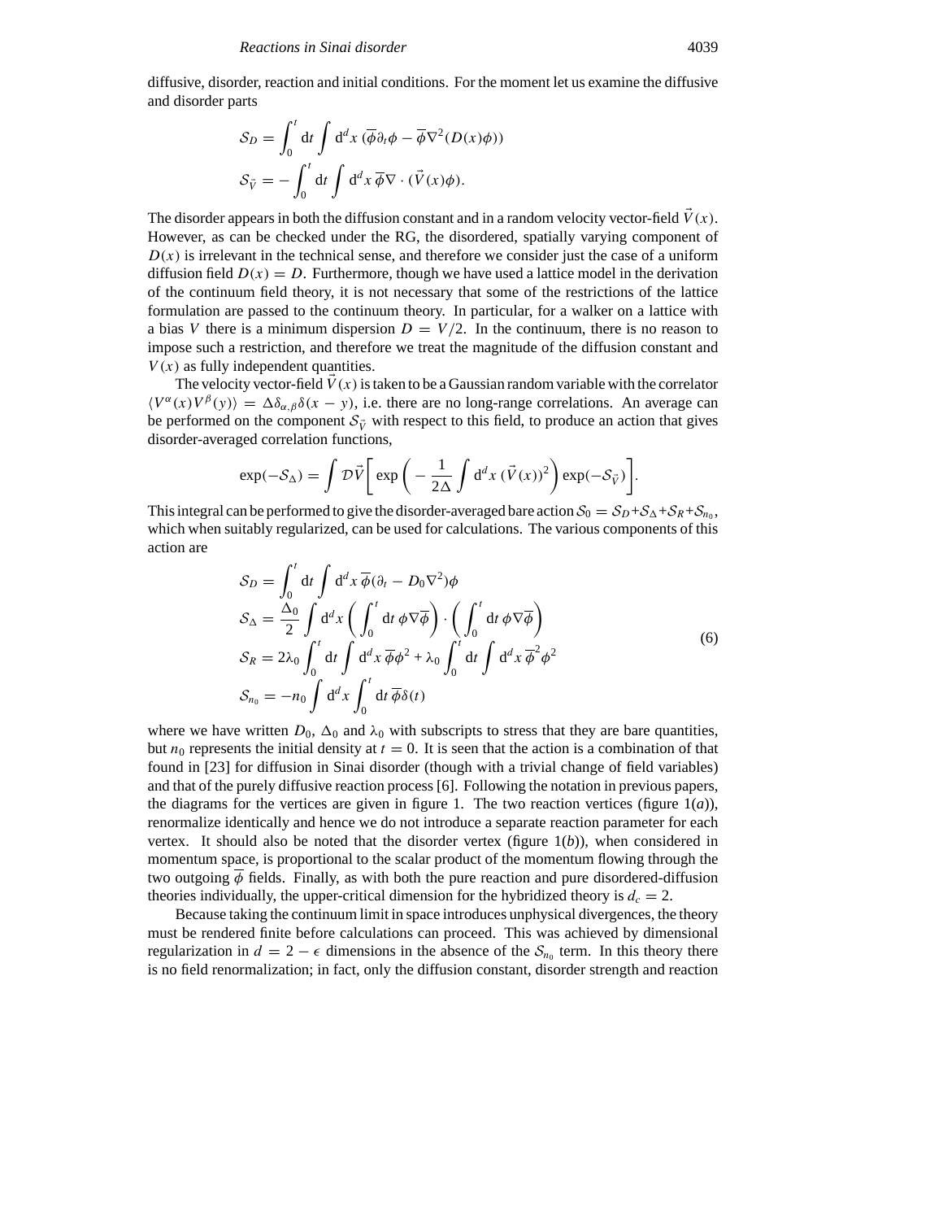diffusive, disorder, reaction and initial conditions. For the moment let us examine the diffusive and disorder parts

$$
\begin{aligned}
\mathcal{S}_D &= \int_0^t \mathrm{d}t \int \mathrm{d}^d x \, (\overline{\phi}\partial_t \phi - \overline{\phi}\nabla^2(D(x)\phi)) \\
\mathcal{S}_{\vec{V}} &= -\int_0^t \mathrm{d}t \int \mathrm{d}^d x \, \overline{\phi}\nabla \cdot (\vec{V}(x)\phi).
\end{aligned}
$$

The disorder appears in both the diffusion constant and in a random velocity vector-field $\vec{V}(x)$. However, as can be checked under the RG, the disordered, spatially varying component of $D(x)$ is irrelevant in the technical sense, and therefore we consider just the case of a uniform diffusion field $D(x) = D$. Furthermore, though we have used a lattice model in the derivation of the continuum field theory, it is not necessary that some of the restrictions of the lattice formulation are passed to the continuum theory. In particular, for a walker on a lattice with a bias $V$ there is a minimum dispersion $D = V/2$. In the continuum, there is no reason to impose such a restriction, and therefore we treat the magnitude of the diffusion constant and $V(x)$ as fully independent quantities.

The velocity vector-field $\vec{V}(x)$ is taken to be a Gaussian random variable with the correlator $\langle V^\alpha(x)V^\beta(y)\rangle = \Delta\delta_{\alpha,\beta}\delta(x-y)$, i.e. there are no long-range correlations. An average can be performed on the component $\mathcal{S}_{\vec{V}}$ with respect to this field, to produce an action that gives disorder-averaged correlation functions,

$$
\exp(-\mathcal{S}_\Delta) = \int \mathcal{D}\vec{V}\left[\exp\left(-\frac{1}{2\Delta}\int \mathrm{d}^d x \, (\vec{V}(x))^2\right)\exp(-\mathcal{S}_{\vec{V}})\right].
$$

This integral can be performed to give the disorder-averaged bare action $\mathcal{S}_0 = \mathcal{S}_D + \mathcal{S}_\Delta + \mathcal{S}_R + \mathcal{S}_{n_0}$, which when suitably regularized, can be used for calculations. The various components of this action are

$$
\begin{aligned}
\mathcal{S}_D &= \int_0^t \mathrm{d}t \int \mathrm{d}^d x \, \overline{\phi}(\partial_t - D_0\nabla^2)\phi \\
\mathcal{S}_\Delta &= \frac{\Delta_0}{2}\int \mathrm{d}^d x \left(\int_0^t \mathrm{d}t \, \phi\nabla\overline{\phi}\right)\cdot\left(\int_0^t \mathrm{d}t \, \phi\nabla\overline{\phi}\right) \\
\mathcal{S}_R &= 2\lambda_0 \int_0^t \mathrm{d}t \int \mathrm{d}^d x \, \overline{\phi}\phi^2 + \lambda_0 \int_0^t \mathrm{d}t \int \mathrm{d}^d x \, \overline{\phi}^2\phi^2 \\
\mathcal{S}_{n_0} &= -n_0 \int \mathrm{d}^d x \int_0^t \mathrm{d}t \, \overline{\phi}\delta(t)
\end{aligned}
\tag{6}
$$

where we have written $D_0$, $\Delta_0$ and $\lambda_0$ with subscripts to stress that they are bare quantities, but $n_0$ represents the initial density at $t = 0$. It is seen that the action is a combination of that found in [23] for diffusion in Sinai disorder (though with a trivial change of field variables) and that of the purely diffusive reaction process [6]. Following the notation in previous papers, the diagrams for the vertices are given in figure 1. The two reaction vertices (figure 1($a$)), renormalize identically and hence we do not introduce a separate reaction parameter for each vertex. It should also be noted that the disorder vertex (figure 1($b$)), when considered in momentum space, is proportional to the scalar product of the momentum flowing through the two outgoing $\overline{\phi}$ fields. Finally, as with both the pure reaction and pure disordered-diffusion theories individually, the upper-critical dimension for the hybridized theory is $d_c = 2$.

Because taking the continuum limit in space introduces unphysical divergences, the theory must be rendered finite before calculations can proceed. This was achieved by dimensional regularization in $d = 2 - \epsilon$ dimensions in the absence of the $\mathcal{S}_{n_0}$ term. In this theory there is no field renormalization; in fact, only the diffusion constant, disorder strength and reaction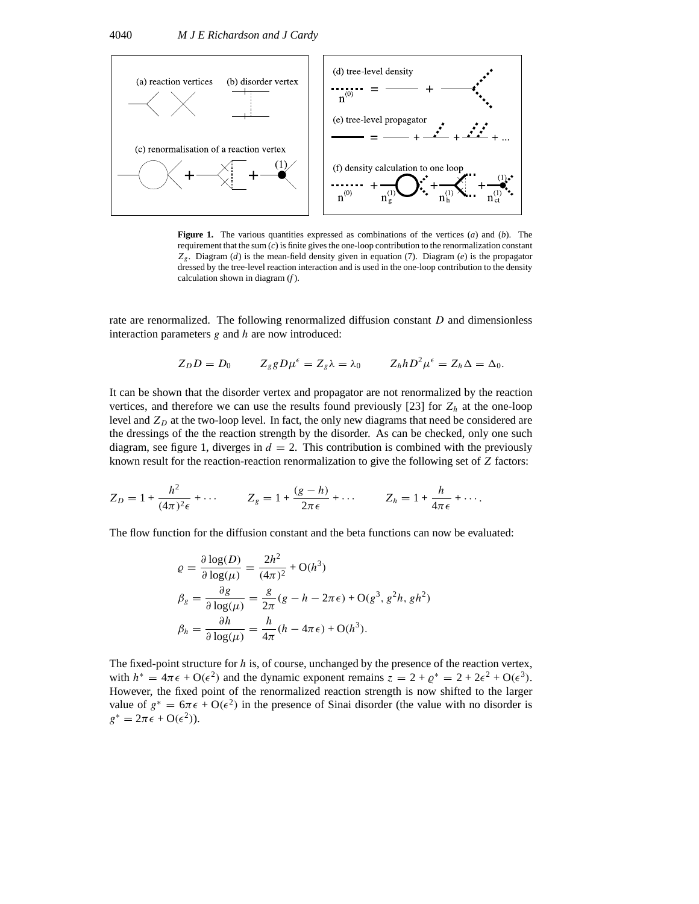**Figure 1.** The various quantities expressed as combinations of the vertices ($a$) and ($b$). The requirement that the sum ($c$) is finite gives the one-loop contribution to the renormalization constant $Z_g$. Diagram ($d$) is the mean-field density given in equation (7). Diagram ($e$) is the propagator dressed by the tree-level reaction interaction and is used in the one-loop contribution to the density calculation shown in diagram ($f$).

rate are renormalized. The following renormalized diffusion constant $D$ and dimensionless interaction parameters $g$ and $h$ are now introduced:

$$Z_D D = D_0 \qquad Z_g g D \mu^{\epsilon} = Z_g \lambda = \lambda_0 \qquad Z_h h D^2 \mu^{\epsilon} = Z_h \Delta = \Delta_0.$$

It can be shown that the disorder vertex and propagator are not renormalized by the reaction vertices, and therefore we can use the results found previously [23] for $Z_h$ at the one-loop level and $Z_D$ at the two-loop level. In fact, the only new diagrams that need be considered are the dressings of the the reaction strength by the disorder. As can be checked, only one such diagram, see figure 1, diverges in $d = 2$. This contribution is combined with the previously known result for the reaction-reaction renormalization to give the following set of $Z$ factors:

$$Z_D = 1 + \frac{h^2}{(4\pi)^2 \epsilon} + \cdots \qquad Z_g = 1 + \frac{(g - h)}{2\pi\epsilon} + \cdots \qquad Z_h = 1 + \frac{h}{4\pi\epsilon} + \cdots.$$

The flow function for the diffusion constant and the beta functions can now be evaluated:

$$\varrho = \frac{\partial \log(D)}{\partial \log(\mu)} = \frac{2h^2}{(4\pi)^2} + \mathrm{O}(h^3)$$

$$\beta_g = \frac{\partial g}{\partial \log(\mu)} = \frac{g}{2\pi}(g - h - 2\pi\epsilon) + \mathrm{O}(g^3, g^2 h, g h^2)$$

$$\beta_h = \frac{\partial h}{\partial \log(\mu)} = \frac{h}{4\pi}(h - 4\pi\epsilon) + \mathrm{O}(h^3).$$

The fixed-point structure for $h$ is, of course, unchanged by the presence of the reaction vertex, with $h^* = 4\pi\epsilon + \mathrm{O}(\epsilon^2)$ and the dynamic exponent remains $z = 2 + \varrho^* = 2 + 2\epsilon^2 + \mathrm{O}(\epsilon^3)$. However, the fixed point of the renormalized reaction strength is now shifted to the larger value of $g^* = 6\pi\epsilon + \mathrm{O}(\epsilon^2)$ in the presence of Sinai disorder (the value with no disorder is $g^* = 2\pi\epsilon + \mathrm{O}(\epsilon^2)$).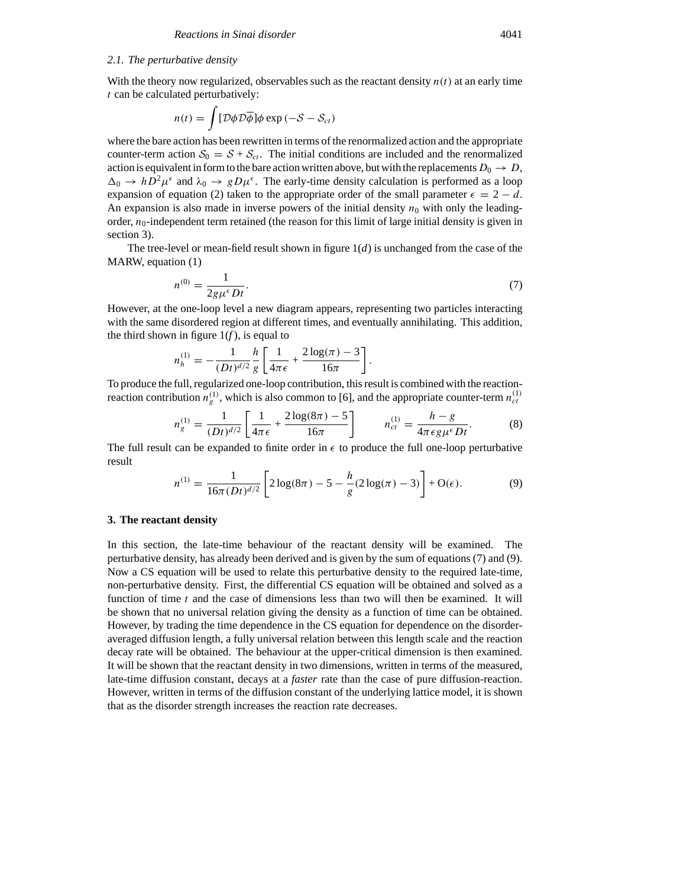### 2.1. The perturbative density

With the theory now regularized, observables such as the reactant density $n(t)$ at an early time $t$ can be calculated perturbatively:

$$n(t) = \int [\mathcal{D}\phi\mathcal{D}\overline{\phi}]\phi \exp\left(-\mathcal{S} - \mathcal{S}_{ct}\right)$$

where the bare action has been rewritten in terms of the renormalized action and the appropriate counter-term action $\mathcal{S}_0 = \mathcal{S} + \mathcal{S}_{ct}$. The initial conditions are included and the renormalized action is equivalent in form to the bare action written above, but with the replacements $D_0 \to D$, $\Delta_0 \to hD^2\mu^\epsilon$ and $\lambda_0 \to gD\mu^\epsilon$. The early-time density calculation is performed as a loop expansion of equation (2) taken to the appropriate order of the small parameter $\epsilon = 2 - d$. An expansion is also made in inverse powers of the initial density $n_0$ with only the leading-order, $n_0$-independent term retained (the reason for this limit of large initial density is given in section 3).

The tree-level or mean-field result shown in figure 1($d$) is unchanged from the case of the MARW, equation (1)

$$n^{(0)} = \frac{1}{2g\mu^\epsilon Dt}. \tag{7}$$

However, at the one-loop level a new diagram appears, representing two particles interacting with the same disordered region at different times, and eventually annihilating. This addition, the third shown in figure 1($f$), is equal to

$$n_h^{(1)} = -\frac{1}{(Dt)^{d/2}}\frac{h}{g}\left[\frac{1}{4\pi\epsilon} + \frac{2\log(\pi) - 3}{16\pi}\right].$$

To produce the full, regularized one-loop contribution, this result is combined with the reaction-reaction contribution $n_g^{(1)}$, which is also common to [6], and the appropriate counter-term $n_{ct}^{(1)}$

$$n_g^{(1)} = \frac{1}{(Dt)^{d/2}}\left[\frac{1}{4\pi\epsilon} + \frac{2\log(8\pi) - 5}{16\pi}\right] \qquad n_{ct}^{(1)} = \frac{h - g}{4\pi\epsilon g\mu^\epsilon Dt}. \tag{8}$$

The full result can be expanded to finite order in $\epsilon$ to produce the full one-loop perturbative result

$$n^{(1)} = \frac{1}{16\pi(Dt)^{d/2}}\left[2\log(8\pi) - 5 - \frac{h}{g}(2\log(\pi) - 3)\right] + \mathrm{O}(\epsilon). \tag{9}$$

## 3. The reactant density

In this section, the late-time behaviour of the reactant density will be examined. The perturbative density, has already been derived and is given by the sum of equations (7) and (9). Now a CS equation will be used to relate this perturbative density to the required late-time, non-perturbative density. First, the differential CS equation will be obtained and solved as a function of time $t$ and the case of dimensions less than two will then be examined. It will be shown that no universal relation giving the density as a function of time can be obtained. However, by trading the time dependence in the CS equation for dependence on the disorder-averaged diffusion length, a fully universal relation between this length scale and the reaction decay rate will be obtained. The behaviour at the upper-critical dimension is then examined. It will be shown that the reactant density in two dimensions, written in terms of the measured, late-time diffusion constant, decays at a *faster* rate than the case of pure diffusion-reaction. However, written in terms of the diffusion constant of the underlying lattice model, it is shown that as the disorder strength increases the reaction rate decreases.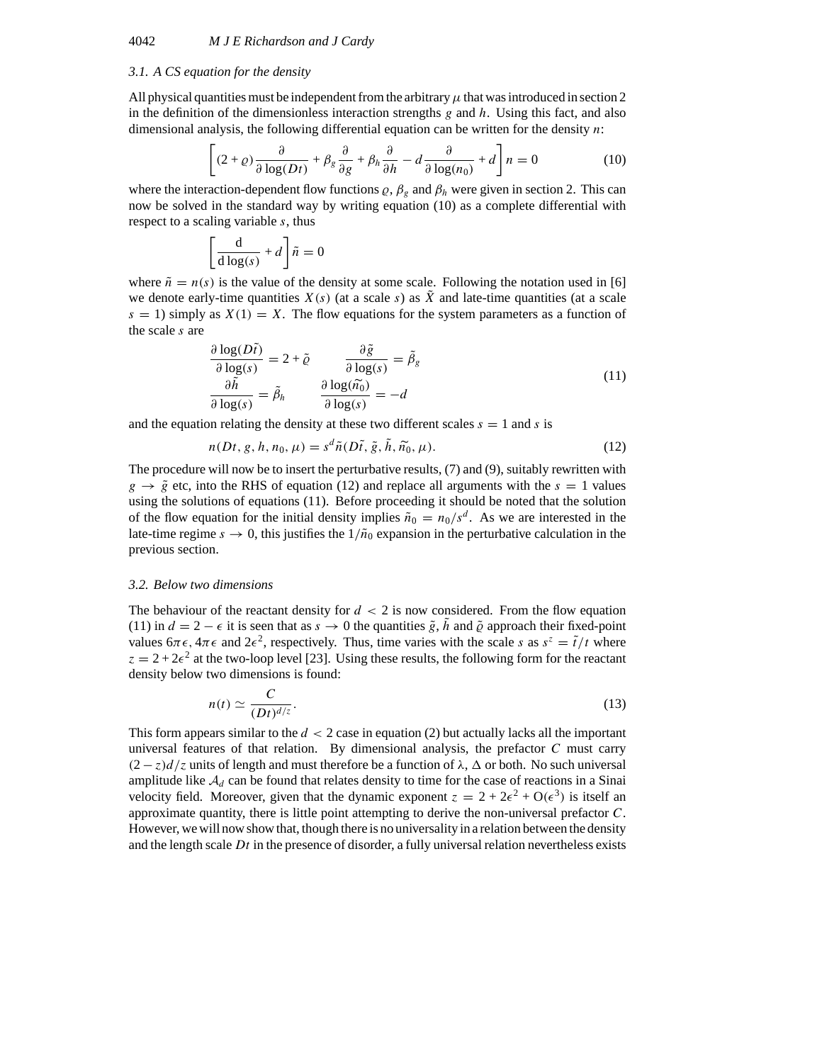### 3.1. A CS equation for the density

All physical quantities must be independent from the arbitrary $\mu$ that was introduced in section 2 in the definition of the dimensionless interaction strengths $g$ and $h$. Using this fact, and also dimensional analysis, the following differential equation can be written for the density $n$:

$$\left[(2+\varrho)\frac{\partial}{\partial\log(Dt)} + \beta_g\frac{\partial}{\partial g} + \beta_h\frac{\partial}{\partial h} - d\frac{\partial}{\partial\log(n_0)} + d\right] n = 0 \tag{10}$$

where the interaction-dependent flow functions $\varrho$, $\beta_g$ and $\beta_h$ were given in section 2. This can now be solved in the standard way by writing equation (10) as a complete differential with respect to a scaling variable $s$, thus

$$\left[\frac{\mathrm{d}}{\mathrm{d}\log(s)} + d\right]\tilde{n} = 0$$

where $\tilde{n} = n(s)$ is the value of the density at some scale. Following the notation used in [6] we denote early-time quantities $X(s)$ (at a scale $s$) as $\tilde{X}$ and late-time quantities (at a scale $s = 1$) simply as $X(1) = X$. The flow equations for the system parameters as a function of the scale $s$ are

$$\begin{aligned}
\frac{\partial\log(D\tilde{t})}{\partial\log(s)} &= 2 + \tilde{\varrho} \qquad & \frac{\partial\tilde{g}}{\partial\log(s)} &= \tilde{\beta}_g \\
\frac{\partial\tilde{h}}{\partial\log(s)} &= \tilde{\beta}_h \qquad & \frac{\partial\log(\tilde{n}_0)}{\partial\log(s)} &= -d
\end{aligned} \tag{11}$$

and the equation relating the density at these two different scales $s = 1$ and $s$ is

$$n(Dt, g, h, n_0, \mu) = s^d\tilde{n}(D\tilde{t}, \tilde{g}, \tilde{h}, \tilde{n}_0, \mu). \tag{12}$$

The procedure will now be to insert the perturbative results, (7) and (9), suitably rewritten with $g \to \tilde{g}$ etc, into the RHS of equation (12) and replace all arguments with the $s = 1$ values using the solutions of equations (11). Before proceeding it should be noted that the solution of the flow equation for the initial density implies $\tilde{n}_0 = n_0/s^d$. As we are interested in the late-time regime $s \to 0$, this justifies the $1/\tilde{n}_0$ expansion in the perturbative calculation in the previous section.

### 3.2. Below two dimensions

The behaviour of the reactant density for $d < 2$ is now considered. From the flow equation (11) in $d = 2 - \epsilon$ it is seen that as $s \to 0$ the quantities $\tilde{g}$, $\tilde{h}$ and $\tilde{\varrho}$ approach their fixed-point values $6\pi\epsilon$, $4\pi\epsilon$ and $2\epsilon^2$, respectively. Thus, time varies with the scale $s$ as $s^z = \tilde{t}/t$ where $z = 2 + 2\epsilon^2$ at the two-loop level [23]. Using these results, the following form for the reactant density below two dimensions is found:

$$n(t) \simeq \frac{C}{(Dt)^{d/z}}. \tag{13}$$

This form appears similar to the $d < 2$ case in equation (2) but actually lacks all the important universal features of that relation. By dimensional analysis, the prefactor $C$ must carry $(2 - z)d/z$ units of length and must therefore be a function of $\lambda$, $\Delta$ or both. No such universal amplitude like $\mathcal{A}_d$ can be found that relates density to time for the case of reactions in a Sinai velocity field. Moreover, given that the dynamic exponent $z = 2 + 2\epsilon^2 + \mathrm{O}(\epsilon^3)$ is itself an approximate quantity, there is little point attempting to derive the non-universal prefactor $C$. However, we will now show that, though there is no universality in a relation between the density and the length scale $Dt$ in the presence of disorder, a fully universal relation nevertheless exists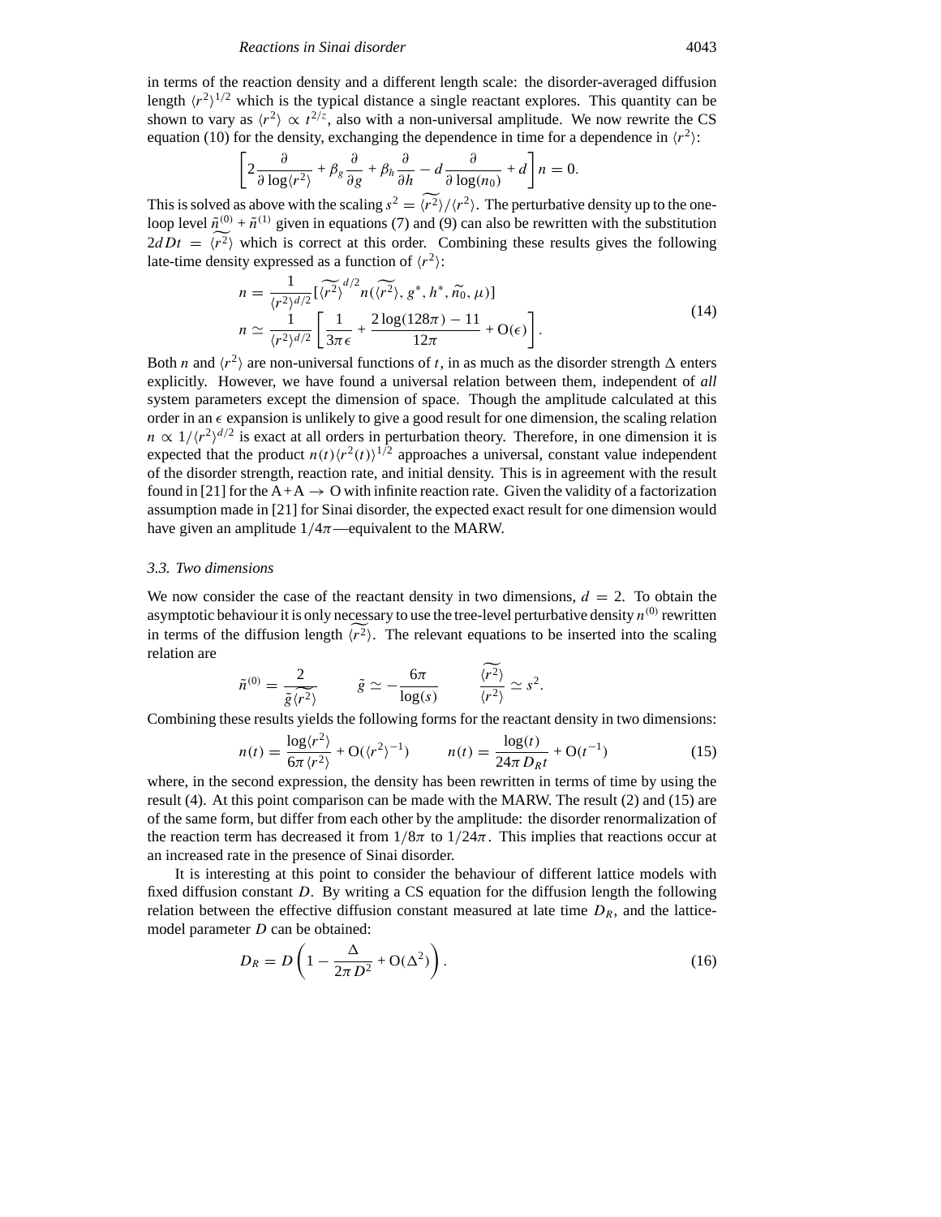in terms of the reaction density and a different length scale: the disorder-averaged diffusion length $\langle r^2\rangle^{1/2}$ which is the typical distance a single reactant explores. This quantity can be shown to vary as $\langle r^2\rangle \propto t^{2/z}$, also with a non-universal amplitude. We now rewrite the CS equation (10) for the density, exchanging the dependence in time for a dependence in $\langle r^2\rangle$:

$$\left[2\frac{\partial}{\partial \log\langle r^2\rangle} + \beta_g\frac{\partial}{\partial g} + \beta_h\frac{\partial}{\partial h} - d\frac{\partial}{\partial \log(n_0)} + d\right] n = 0.$$

This is solved as above with the scaling $s^2 = \widetilde{\langle r^2\rangle}/\langle r^2\rangle$. The perturbative density up to the one-loop level $\tilde{n}^{(0)} + \tilde{n}^{(1)}$ given in equations (7) and (9) can also be rewritten with the substitution $2dDt = \widetilde{\langle r^2\rangle}$ which is correct at this order. Combining these results gives the following late-time density expressed as a function of $\langle r^2\rangle$:

$$\begin{aligned} n &= \frac{1}{\langle r^2\rangle^{d/2}}\left[\widetilde{\langle r^2\rangle}^{d/2} n(\widetilde{\langle r^2\rangle}, g^*, h^*, \widetilde{n_0}, \mu)\right] \\ n &\simeq \frac{1}{\langle r^2\rangle^{d/2}}\left[\frac{1}{3\pi\epsilon} + \frac{2\log(128\pi) - 11}{12\pi} + \mathrm{O}(\epsilon)\right]. \end{aligned} \tag{14}$$

Both $n$ and $\langle r^2\rangle$ are non-universal functions of $t$, in as much as the disorder strength $\Delta$ enters explicitly. However, we have found a universal relation between them, independent of *all* system parameters except the dimension of space. Though the amplitude calculated at this order in an $\epsilon$ expansion is unlikely to give a good result for one dimension, the scaling relation $n \propto 1/\langle r^2\rangle^{d/2}$ is exact at all orders in perturbation theory. Therefore, in one dimension it is expected that the product $n(t)\langle r^2(t)\rangle^{1/2}$ approaches a universal, constant value independent of the disorder strength, reaction rate, and initial density. This is in agreement with the result found in [21] for the $A+A \to O$ with infinite reaction rate. Given the validity of a factorization assumption made in [21] for Sinai disorder, the expected exact result for one dimension would have given an amplitude $1/4\pi$—equivalent to the MARW.

### 3.3. Two dimensions

We now consider the case of the reactant density in two dimensions, $d = 2$. To obtain the asymptotic behaviour it is only necessary to use the tree-level perturbative density $n^{(0)}$ rewritten in terms of the diffusion length $\widetilde{\langle r^2\rangle}$. The relevant equations to be inserted into the scaling relation are

$$\tilde{n}^{(0)} = \frac{2}{\tilde{g}\widetilde{\langle r^2\rangle}} \qquad \tilde{g} \simeq -\frac{6\pi}{\log(s)} \qquad \frac{\widetilde{\langle r^2\rangle}}{\langle r^2\rangle} \simeq s^2.$$

Combining these results yields the following forms for the reactant density in two dimensions:

$$n(t) = \frac{\log\langle r^2\rangle}{6\pi\langle r^2\rangle} + \mathrm{O}(\langle r^2\rangle^{-1}) \qquad n(t) = \frac{\log(t)}{24\pi D_R t} + \mathrm{O}(t^{-1}) \tag{15}$$

where, in the second expression, the density has been rewritten in terms of time by using the result (4). At this point comparison can be made with the MARW. The result (2) and (15) are of the same form, but differ from each other by the amplitude: the disorder renormalization of the reaction term has decreased it from $1/8\pi$ to $1/24\pi$. This implies that reactions occur at an increased rate in the presence of Sinai disorder.

It is interesting at this point to consider the behaviour of different lattice models with fixed diffusion constant $D$. By writing a CS equation for the diffusion length the following relation between the effective diffusion constant measured at late time $D_R$, and the lattice-model parameter $D$ can be obtained:

$$D_R = D\left(1 - \frac{\Delta}{2\pi D^2} + \mathrm{O}(\Delta^2)\right). \tag{16}$$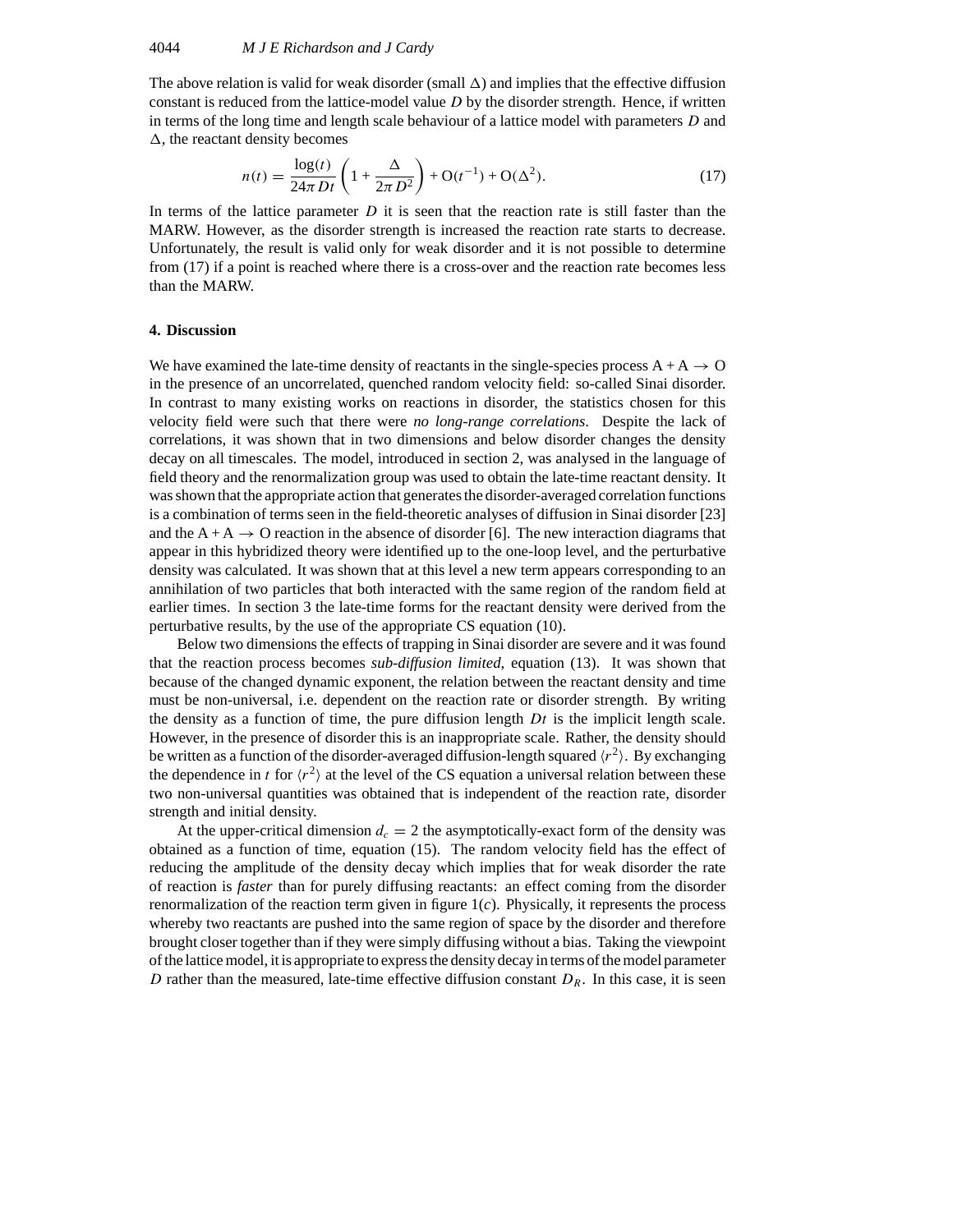The above relation is valid for weak disorder (small $\Delta$) and implies that the effective diffusion constant is reduced from the lattice-model value $D$ by the disorder strength. Hence, if written in terms of the long time and length scale behaviour of a lattice model with parameters $D$ and $\Delta$, the reactant density becomes

$$n(t) = \frac{\log(t)}{24\pi Dt}\left(1 + \frac{\Delta}{2\pi D^2}\right) + O(t^{-1}) + O(\Delta^2). \tag{17}$$

In terms of the lattice parameter $D$ it is seen that the reaction rate is still faster than the MARW. However, as the disorder strength is increased the reaction rate starts to decrease. Unfortunately, the result is valid only for weak disorder and it is not possible to determine from (17) if a point is reached where there is a cross-over and the reaction rate becomes less than the MARW.

## 4. Discussion

We have examined the late-time density of reactants in the single-species process $A + A \to O$ in the presence of an uncorrelated, quenched random velocity field: so-called Sinai disorder. In contrast to many existing works on reactions in disorder, the statistics chosen for this velocity field were such that there were *no long-range correlations*. Despite the lack of correlations, it was shown that in two dimensions and below disorder changes the density decay on all timescales. The model, introduced in section 2, was analysed in the language of field theory and the renormalization group was used to obtain the late-time reactant density. It was shown that the appropriate action that generates the disorder-averaged correlation functions is a combination of terms seen in the field-theoretic analyses of diffusion in Sinai disorder [23] and the $A + A \to O$ reaction in the absence of disorder [6]. The new interaction diagrams that appear in this hybridized theory were identified up to the one-loop level, and the perturbative density was calculated. It was shown that at this level a new term appears corresponding to an annihilation of two particles that both interacted with the same region of the random field at earlier times. In section 3 the late-time forms for the reactant density were derived from the perturbative results, by the use of the appropriate CS equation (10).

Below two dimensions the effects of trapping in Sinai disorder are severe and it was found that the reaction process becomes *sub-diffusion limited*, equation (13). It was shown that because of the changed dynamic exponent, the relation between the reactant density and time must be non-universal, i.e. dependent on the reaction rate or disorder strength. By writing the density as a function of time, the pure diffusion length $Dt$ is the implicit length scale. However, in the presence of disorder this is an inappropriate scale. Rather, the density should be written as a function of the disorder-averaged diffusion-length squared $\langle r^2 \rangle$. By exchanging the dependence in $t$ for $\langle r^2 \rangle$ at the level of the CS equation a universal relation between these two non-universal quantities was obtained that is independent of the reaction rate, disorder strength and initial density.

At the upper-critical dimension $d_c = 2$ the asymptotically-exact form of the density was obtained as a function of time, equation (15). The random velocity field has the effect of reducing the amplitude of the density decay which implies that for weak disorder the rate of reaction is *faster* than for purely diffusing reactants: an effect coming from the disorder renormalization of the reaction term given in figure 1(*c*). Physically, it represents the process whereby two reactants are pushed into the same region of space by the disorder and therefore brought closer together than if they were simply diffusing without a bias. Taking the viewpoint of the lattice model, it is appropriate to express the density decay in terms of the model parameter $D$ rather than the measured, late-time effective diffusion constant $D_R$. In this case, it is seen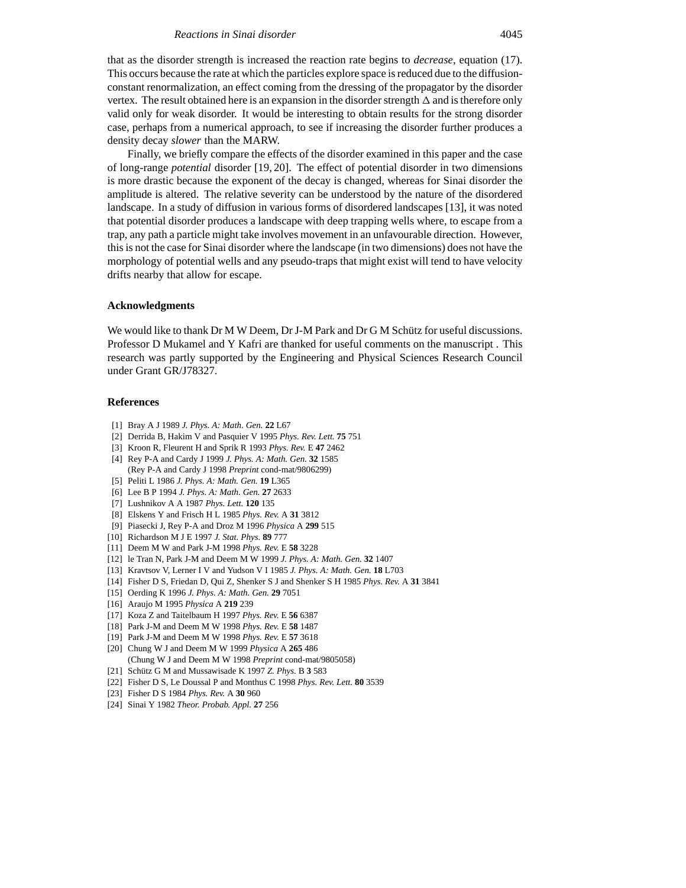that as the disorder strength is increased the reaction rate begins to *decrease*, equation (17). This occurs because the rate at which the particles explore space is reduced due to the diffusion-constant renormalization, an effect coming from the dressing of the propagator by the disorder vertex. The result obtained here is an expansion in the disorder strength $\Delta$ and is therefore only valid only for weak disorder. It would be interesting to obtain results for the strong disorder case, perhaps from a numerical approach, to see if increasing the disorder further produces a density decay *slower* than the MARW.

Finally, we briefly compare the effects of the disorder examined in this paper and the case of long-range *potential* disorder [19, 20]. The effect of potential disorder in two dimensions is more drastic because the exponent of the decay is changed, whereas for Sinai disorder the amplitude is altered. The relative severity can be understood by the nature of the disordered landscape. In a study of diffusion in various forms of disordered landscapes [13], it was noted that potential disorder produces a landscape with deep trapping wells where, to escape from a trap, any path a particle might take involves movement in an unfavourable direction. However, this is not the case for Sinai disorder where the landscape (in two dimensions) does not have the morphology of potential wells and any pseudo-traps that might exist will tend to have velocity drifts nearby that allow for escape.

## Acknowledgments

We would like to thank Dr M W Deem, Dr J-M Park and Dr G M Schütz for useful discussions. Professor D Mukamel and Y Kafri are thanked for useful comments on the manuscript . This research was partly supported by the Engineering and Physical Sciences Research Council under Grant GR/J78327.

## References

[1] Bray A J 1989 *J. Phys. A: Math. Gen.* **22** L67
[2] Derrida B, Hakim V and Pasquier V 1995 *Phys. Rev. Lett.* **75** 751
[3] Kroon R, Fleurent H and Sprik R 1993 *Phys. Rev.* E **47** 2462
[4] Rey P-A and Cardy J 1999 *J. Phys. A: Math. Gen.* **32** 1585
(Rey P-A and Cardy J 1998 *Preprint* cond-mat/9806299)
[5] Peliti L 1986 *J. Phys. A: Math. Gen.* **19** L365
[6] Lee B P 1994 *J. Phys. A: Math. Gen.* **27** 2633
[7] Lushnikov A A 1987 *Phys. Lett.* **120** 135
[8] Elskens Y and Frisch H L 1985 *Phys. Rev.* A **31** 3812
[9] Piasecki J, Rey P-A and Droz M 1996 *Physica* A **299** 515
[10] Richardson M J E 1997 *J. Stat. Phys.* **89** 777
[11] Deem M W and Park J-M 1998 *Phys. Rev.* E **58** 3228
[12] le Tran N, Park J-M and Deem M W 1999 *J. Phys. A: Math. Gen.* **32** 1407
[13] Kravtsov V, Lerner I V and Yudson V I 1985 *J. Phys. A: Math. Gen.* **18** L703
[14] Fisher D S, Friedan D, Qui Z, Shenker S J and Shenker S H 1985 *Phys. Rev.* A **31** 3841
[15] Oerding K 1996 *J. Phys. A: Math. Gen.* **29** 7051
[16] Araujo M 1995 *Physica* A **219** 239
[17] Koza Z and Taitelbaum H 1997 *Phys. Rev.* E **56** 6387
[18] Park J-M and Deem M W 1998 *Phys. Rev.* E **58** 1487
[19] Park J-M and Deem M W 1998 *Phys. Rev.* E **57** 3618
[20] Chung W J and Deem M W 1999 *Physica* A **265** 486
(Chung W J and Deem M W 1998 *Preprint* cond-mat/9805058)
[21] Schütz G M and Mussawisade K 1997 *Z. Phys.* B **3** 583
[22] Fisher D S, Le Doussal P and Monthus C 1998 *Phys. Rev. Lett.* **80** 3539
[23] Fisher D S 1984 *Phys. Rev.* A **30** 960
[24] Sinai Y 1982 *Theor. Probab. Appl.* **27** 256